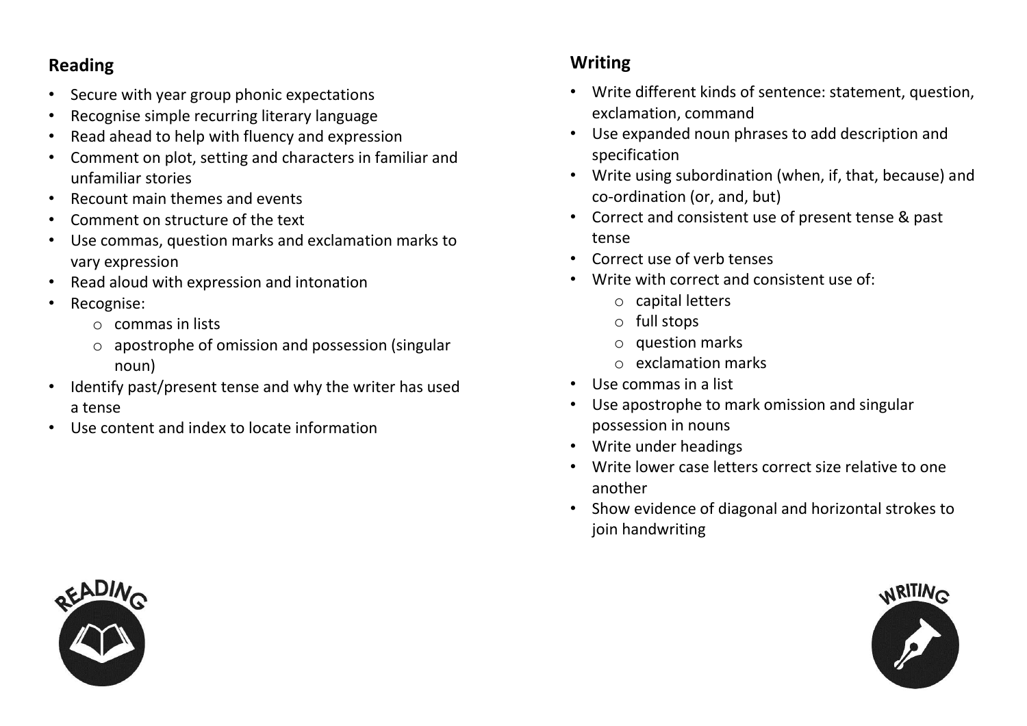## Reading

- Secure with year group phonic expectations
- Recognise simple recurring literary language
- Read ahead to help with fluency and expression
- Comment on plot, setting and characters in familiar and unfamiliar stories
- Recount main themes and events
- Comment on structure of the text
- Use commas, question marks and exclamation marks to vary expression
- Read aloud with expression and intonation
- Recognise:
    - commas in lists
    - apostrophe of omission and possession (singular noun)
- Identify past/present tense and why the writer has used a tense
- Use content and index to locate information

## Writing

- Write different kinds of sentence: statement, question, exclamation, command
- Use expanded noun phrases to add description and specification
- Write using subordination (when, if, that, because) and co-ordination (or, and, but)
- Correct and consistent use of present tense & past tense
- Correct use of verb tenses
- Write with correct and consistent use of:
    - capital letters
    - full stops
    - question marks
    - exclamation marks
- Use commas in a list
- Use apostrophe to mark omission and singular possession in nouns
- Write under headings
- Write lower case letters correct size relative to one another
- Show evidence of diagonal and horizontal strokes to join handwriting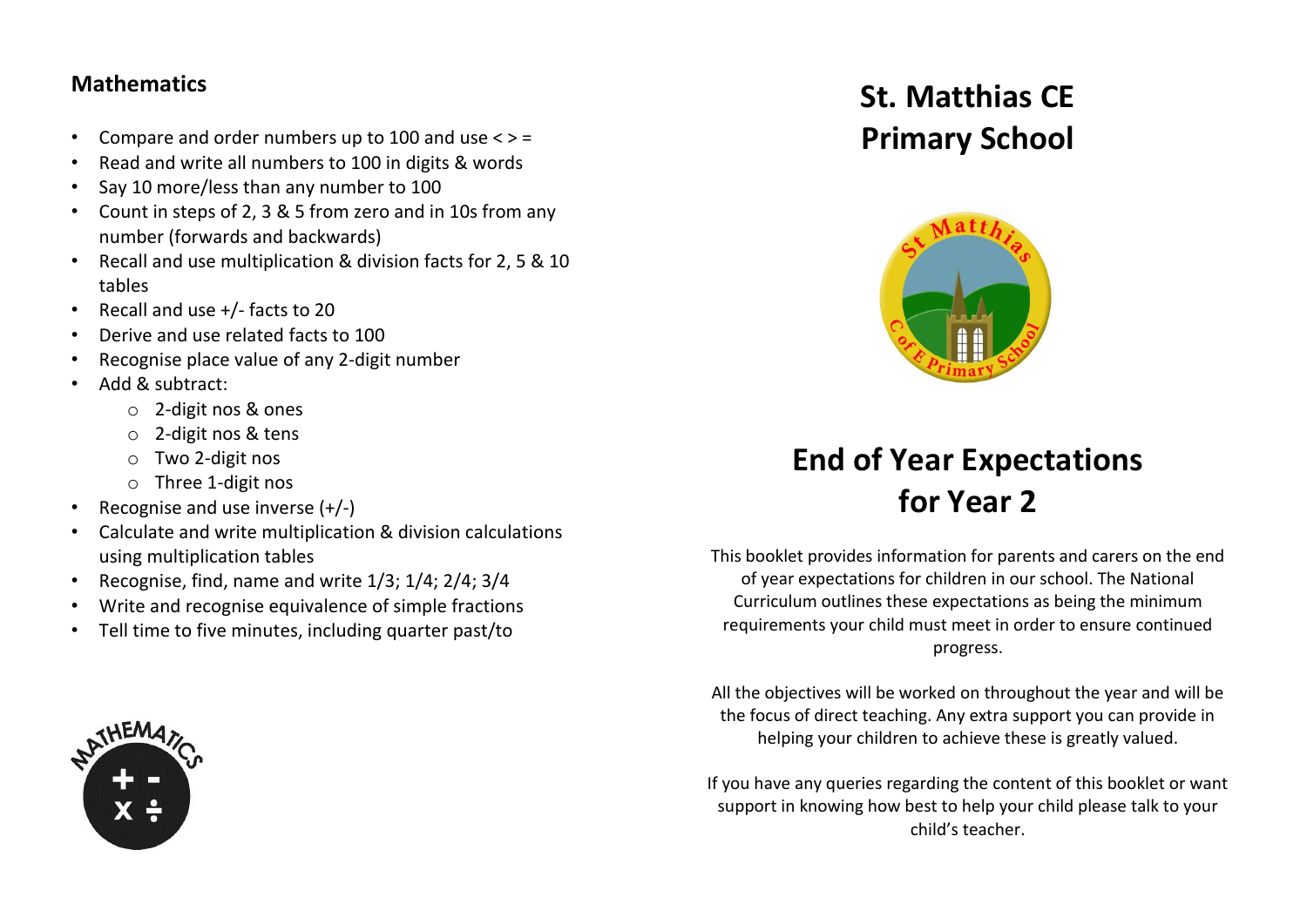## Mathematics

- Compare and order numbers up to 100 and use < > =
- Read and write all numbers to 100 in digits & words
- Say 10 more/less than any number to 100
- Count in steps of 2, 3 & 5 from zero and in 10s from any number (forwards and backwards)
- Recall and use multiplication & division facts for 2, 5 & 10 tables
- Recall and use +/- facts to 20
- Derive and use related facts to 100
- Recognise place value of any 2-digit number
- Add & subtract:
  - 2-digit nos & ones
  - 2-digit nos & tens
  - Two 2-digit nos
  - Three 1-digit nos
- Recognise and use inverse (+/-)
- Calculate and write multiplication & division calculations using multiplication tables
- Recognise, find, name and write 1/3; 1/4; 2/4; 3/4
- Write and recognise equivalence of simple fractions
- Tell time to five minutes, including quarter past/to

# St. Matthias CE Primary School

# End of Year Expectations for Year 2

This booklet provides information for parents and carers on the end of year expectations for children in our school. The National Curriculum outlines these expectations as being the minimum requirements your child must meet in order to ensure continued progress.

All the objectives will be worked on throughout the year and will be the focus of direct teaching. Any extra support you can provide in helping your children to achieve these is greatly valued.

If you have any queries regarding the content of this booklet or want support in knowing how best to help your child please talk to your child's teacher.